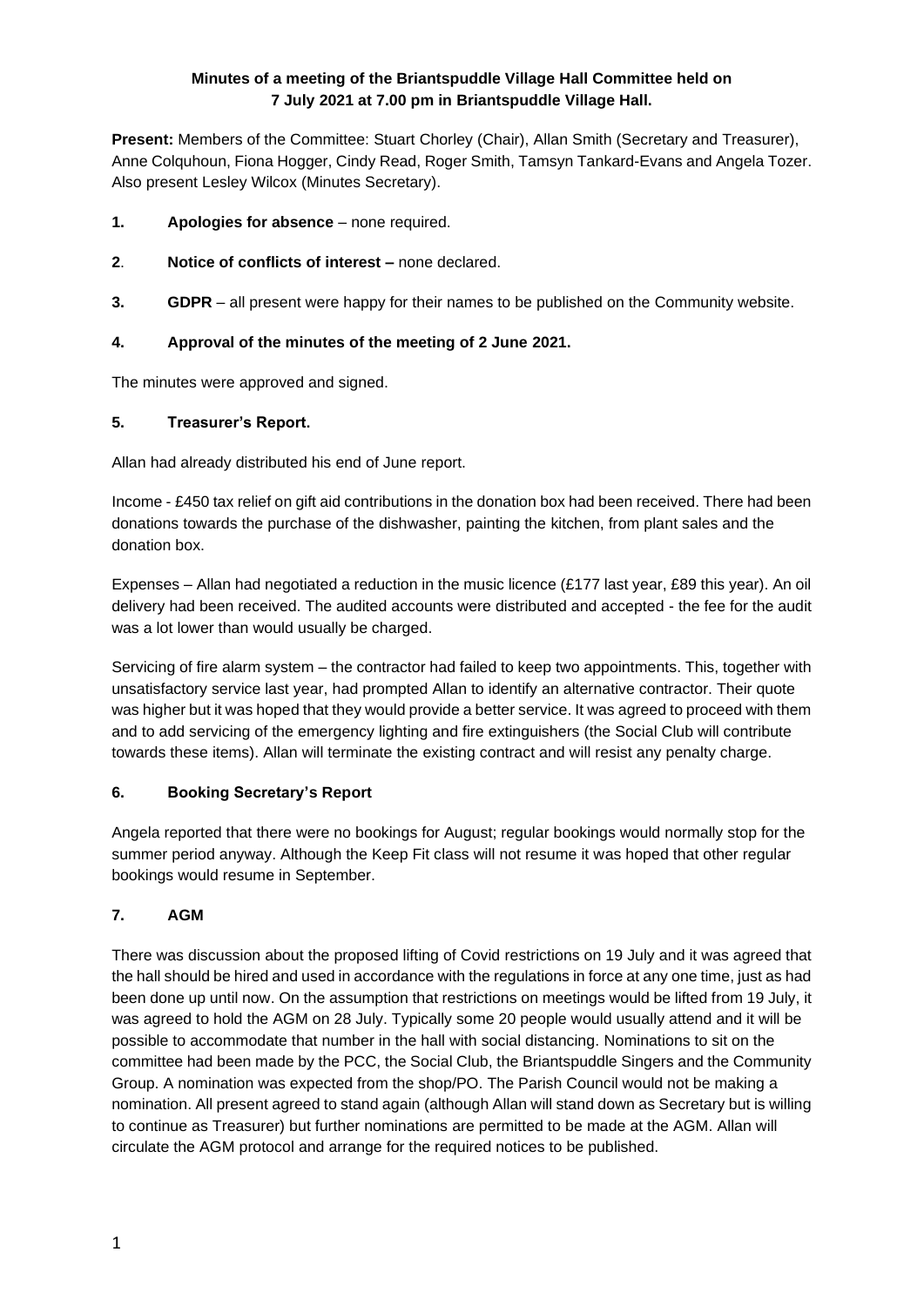**Minutes of a meeting of the Briantspuddle Village Hall Committee held on 7 July 2021 at 7.00 pm in Briantspuddle Village Hall.**

**Present:** Members of the Committee: Stuart Chorley (Chair), Allan Smith (Secretary and Treasurer), Anne Colquhoun, Fiona Hogger, Cindy Read, Roger Smith, Tamsyn Tankard-Evans and Angela Tozer. Also present Lesley Wilcox (Minutes Secretary).

**1. Apologies for absence** – none required.

**2. Notice of conflicts of interest –** none declared.

**3. GDPR** – all present were happy for their names to be published on the Community website.

**4. Approval of the minutes of the meeting of 2 June 2021.**

The minutes were approved and signed.

**5. Treasurer's Report.**

Allan had already distributed his end of June report.

Income - £450 tax relief on gift aid contributions in the donation box had been received. There had been donations towards the purchase of the dishwasher, painting the kitchen, from plant sales and the donation box.

Expenses – Allan had negotiated a reduction in the music licence (£177 last year, £89 this year). An oil delivery had been received. The audited accounts were distributed and accepted - the fee for the audit was a lot lower than would usually be charged.

Servicing of fire alarm system – the contractor had failed to keep two appointments. This, together with unsatisfactory service last year, had prompted Allan to identify an alternative contractor. Their quote was higher but it was hoped that they would provide a better service. It was agreed to proceed with them and to add servicing of the emergency lighting and fire extinguishers (the Social Club will contribute towards these items). Allan will terminate the existing contract and will resist any penalty charge.

**6. Booking Secretary's Report**

Angela reported that there were no bookings for August; regular bookings would normally stop for the summer period anyway. Although the Keep Fit class will not resume it was hoped that other regular bookings would resume in September.

**7. AGM**

There was discussion about the proposed lifting of Covid restrictions on 19 July and it was agreed that the hall should be hired and used in accordance with the regulations in force at any one time, just as had been done up until now. On the assumption that restrictions on meetings would be lifted from 19 July, it was agreed to hold the AGM on 28 July. Typically some 20 people would usually attend and it will be possible to accommodate that number in the hall with social distancing. Nominations to sit on the committee had been made by the PCC, the Social Club, the Briantspuddle Singers and the Community Group. A nomination was expected from the shop/PO. The Parish Council would not be making a nomination. All present agreed to stand again (although Allan will stand down as Secretary but is willing to continue as Treasurer) but further nominations are permitted to be made at the AGM. Allan will circulate the AGM protocol and arrange for the required notices to be published.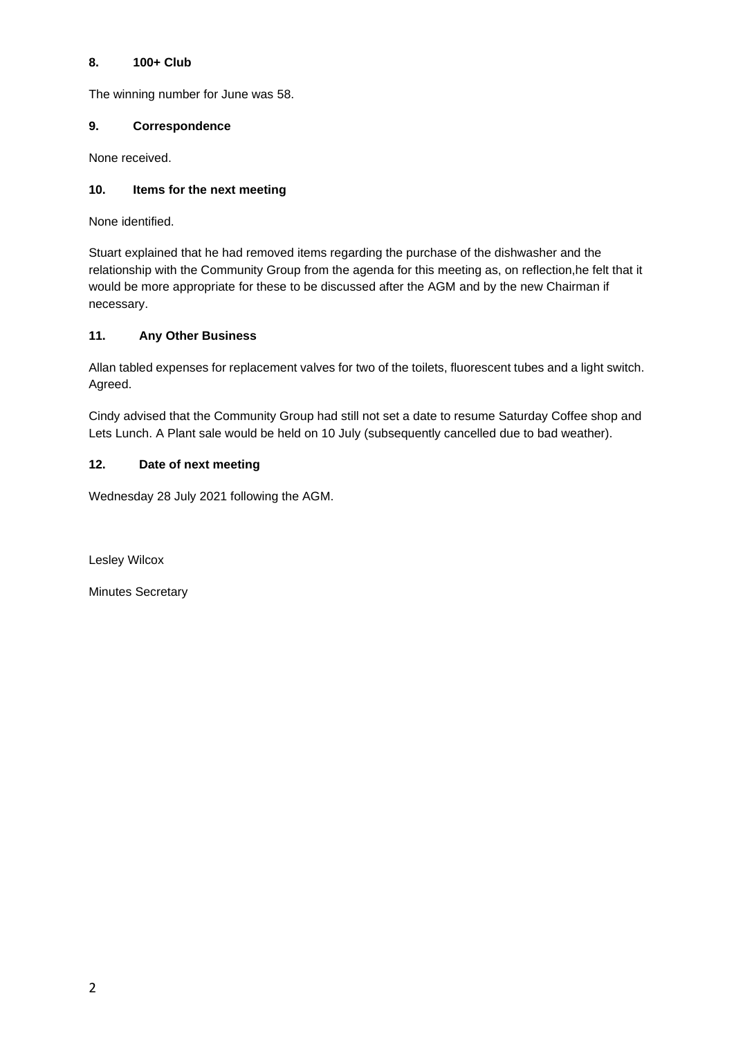## 8. 100+ Club

The winning number for June was 58.

## 9. Correspondence

None received.

## 10. Items for the next meeting

None identified.

Stuart explained that he had removed items regarding the purchase of the dishwasher and the relationship with the Community Group from the agenda for this meeting as, on reflection,he felt that it would be more appropriate for these to be discussed after the AGM and by the new Chairman if necessary.

## 11. Any Other Business

Allan tabled expenses for replacement valves for two of the toilets, fluorescent tubes and a light switch. Agreed.

Cindy advised that the Community Group had still not set a date to resume Saturday Coffee shop and Lets Lunch. A Plant sale would be held on 10 July (subsequently cancelled due to bad weather).

## 12. Date of next meeting

Wednesday 28 July 2021 following the AGM.

Lesley Wilcox

Minutes Secretary